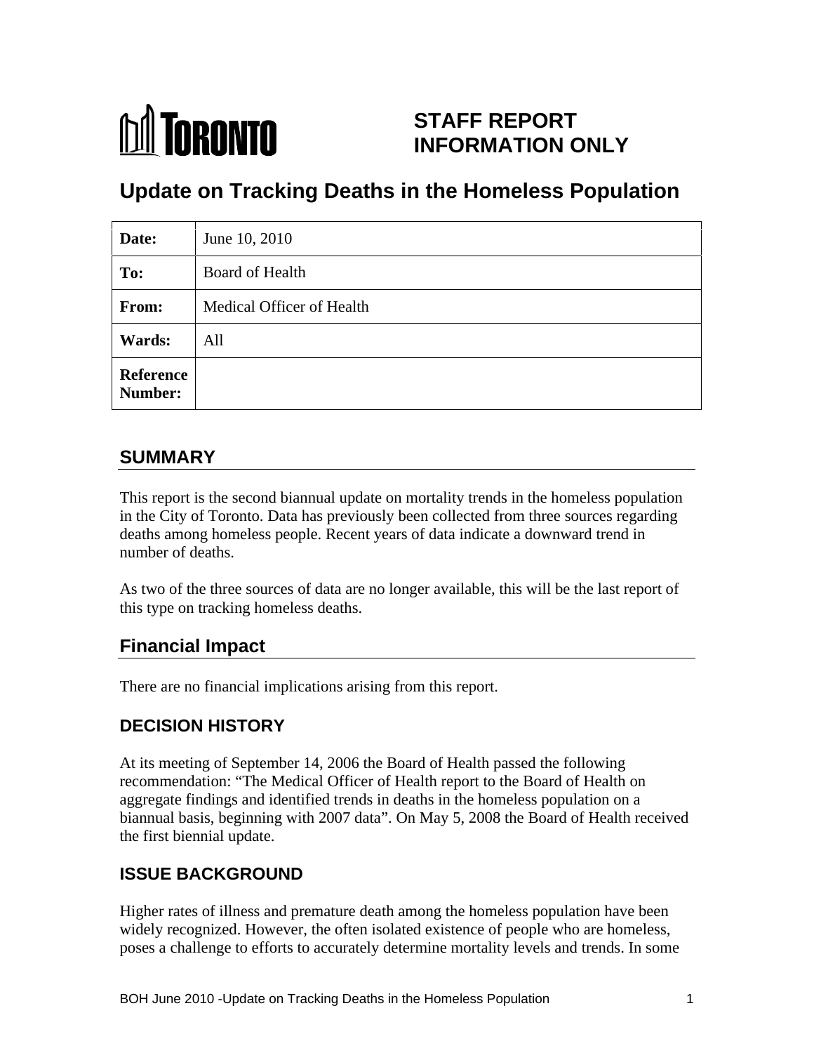# STAFF REPORT
# INFORMATION ONLY

# Update on Tracking Deaths in the Homeless Population

| | |
|---|---|
| **Date:** | June 10, 2010 |
| **To:** | Board of Health |
| **From:** | Medical Officer of Health |
| **Wards:** | All |
| **Reference Number:** | |

## SUMMARY

This report is the second biannual update on mortality trends in the homeless population in the City of Toronto. Data has previously been collected from three sources regarding deaths among homeless people. Recent years of data indicate a downward trend in number of deaths.

As two of the three sources of data are no longer available, this will be the last report of this type on tracking homeless deaths.

## Financial Impact

There are no financial implications arising from this report.

## DECISION HISTORY

At its meeting of September 14, 2006 the Board of Health passed the following recommendation: "The Medical Officer of Health report to the Board of Health on aggregate findings and identified trends in deaths in the homeless population on a biannual basis, beginning with 2007 data". On May 5, 2008 the Board of Health received the first biennial update.

## ISSUE BACKGROUND

Higher rates of illness and premature death among the homeless population have been widely recognized. However, the often isolated existence of people who are homeless, poses a challenge to efforts to accurately determine mortality levels and trends. In some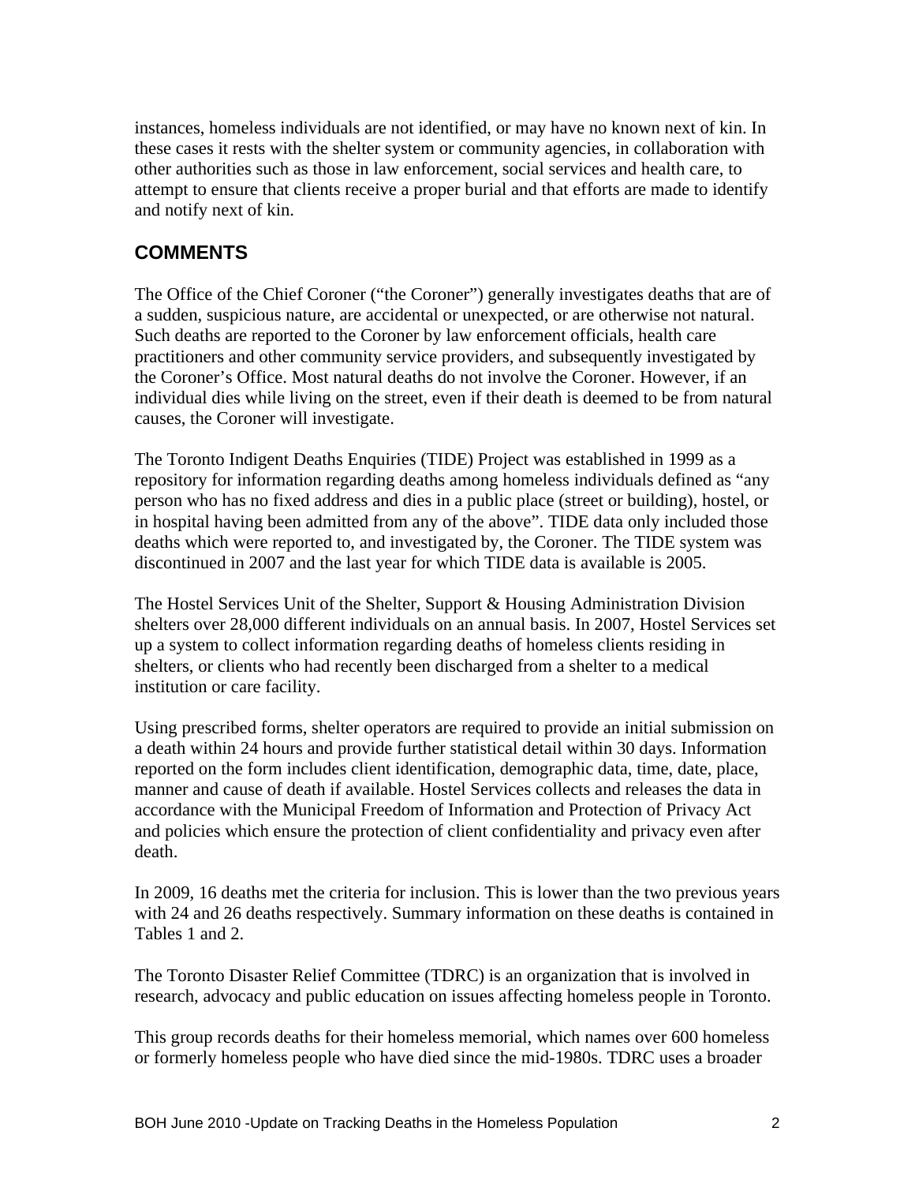instances, homeless individuals are not identified, or may have no known next of kin. In these cases it rests with the shelter system or community agencies, in collaboration with other authorities such as those in law enforcement, social services and health care, to attempt to ensure that clients receive a proper burial and that efforts are made to identify and notify next of kin.

## COMMENTS

The Office of the Chief Coroner ("the Coroner") generally investigates deaths that are of a sudden, suspicious nature, are accidental or unexpected, or are otherwise not natural. Such deaths are reported to the Coroner by law enforcement officials, health care practitioners and other community service providers, and subsequently investigated by the Coroner's Office. Most natural deaths do not involve the Coroner. However, if an individual dies while living on the street, even if their death is deemed to be from natural causes, the Coroner will investigate.

The Toronto Indigent Deaths Enquiries (TIDE) Project was established in 1999 as a repository for information regarding deaths among homeless individuals defined as "any person who has no fixed address and dies in a public place (street or building), hostel, or in hospital having been admitted from any of the above". TIDE data only included those deaths which were reported to, and investigated by, the Coroner. The TIDE system was discontinued in 2007 and the last year for which TIDE data is available is 2005.

The Hostel Services Unit of the Shelter, Support & Housing Administration Division shelters over 28,000 different individuals on an annual basis. In 2007, Hostel Services set up a system to collect information regarding deaths of homeless clients residing in shelters, or clients who had recently been discharged from a shelter to a medical institution or care facility.

Using prescribed forms, shelter operators are required to provide an initial submission on a death within 24 hours and provide further statistical detail within 30 days. Information reported on the form includes client identification, demographic data, time, date, place, manner and cause of death if available. Hostel Services collects and releases the data in accordance with the Municipal Freedom of Information and Protection of Privacy Act and policies which ensure the protection of client confidentiality and privacy even after death.

In 2009, 16 deaths met the criteria for inclusion. This is lower than the two previous years with 24 and 26 deaths respectively. Summary information on these deaths is contained in Tables 1 and 2.

The Toronto Disaster Relief Committee (TDRC) is an organization that is involved in research, advocacy and public education on issues affecting homeless people in Toronto.

This group records deaths for their homeless memorial, which names over 600 homeless or formerly homeless people who have died since the mid-1980s. TDRC uses a broader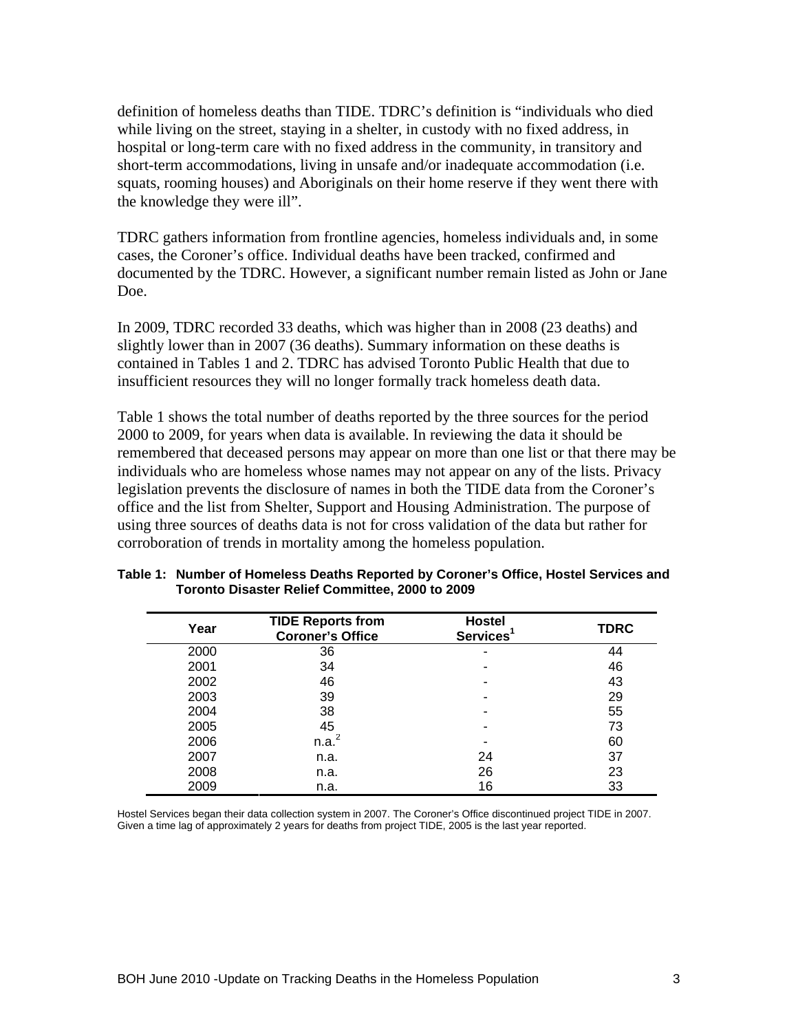definition of homeless deaths than TIDE. TDRC's definition is "individuals who died while living on the street, staying in a shelter, in custody with no fixed address, in hospital or long-term care with no fixed address in the community, in transitory and short-term accommodations, living in unsafe and/or inadequate accommodation (i.e. squats, rooming houses) and Aboriginals on their home reserve if they went there with the knowledge they were ill".

TDRC gathers information from frontline agencies, homeless individuals and, in some cases, the Coroner's office. Individual deaths have been tracked, confirmed and documented by the TDRC. However, a significant number remain listed as John or Jane Doe.

In 2009, TDRC recorded 33 deaths, which was higher than in 2008 (23 deaths) and slightly lower than in 2007 (36 deaths). Summary information on these deaths is contained in Tables 1 and 2. TDRC has advised Toronto Public Health that due to insufficient resources they will no longer formally track homeless death data.

Table 1 shows the total number of deaths reported by the three sources for the period 2000 to 2009, for years when data is available. In reviewing the data it should be remembered that deceased persons may appear on more than one list or that there may be individuals who are homeless whose names may not appear on any of the lists. Privacy legislation prevents the disclosure of names in both the TIDE data from the Coroner's office and the list from Shelter, Support and Housing Administration. The purpose of using three sources of deaths data is not for cross validation of the data but rather for corroboration of trends in mortality among the homeless population.

**Table 1: Number of Homeless Deaths Reported by Coroner's Office, Hostel Services and Toronto Disaster Relief Committee, 2000 to 2009**

| Year | TIDE Reports from Coroner's Office | Hostel Services[1] | TDRC |
|---|---|---|---|
| 2000 | 36 | - | 44 |
| 2001 | 34 | - | 46 |
| 2002 | 46 | - | 43 |
| 2003 | 39 | - | 29 |
| 2004 | 38 | - | 55 |
| 2005 | 45 | - | 73 |
| 2006 | n.a.[2] | - | 60 |
| 2007 | n.a. | 24 | 37 |
| 2008 | n.a. | 26 | 23 |
| 2009 | n.a. | 16 | 33 |

Hostel Services began their data collection system in 2007. The Coroner's Office discontinued project TIDE in 2007. Given a time lag of approximately 2 years for deaths from project TIDE, 2005 is the last year reported.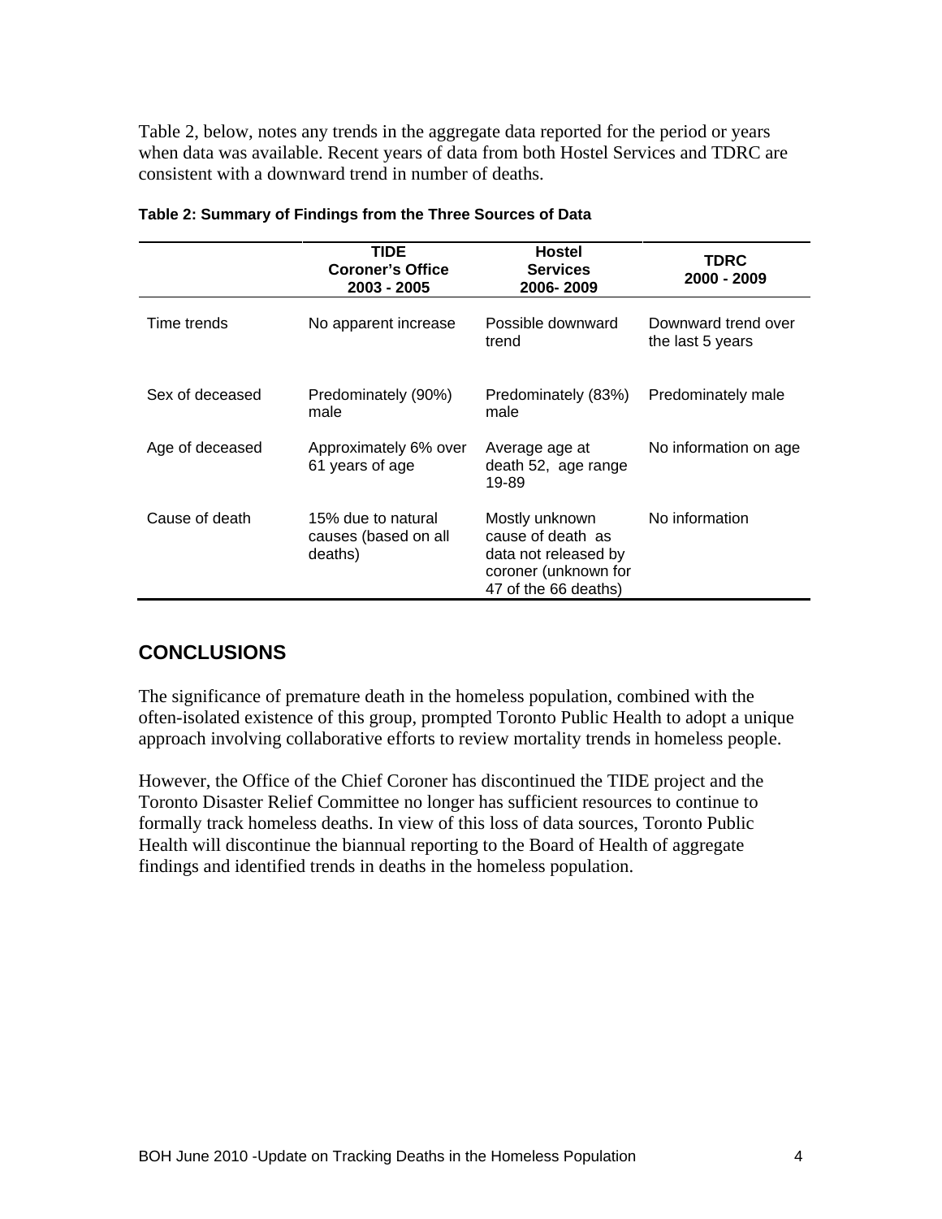Table 2, below, notes any trends in the aggregate data reported for the period or years when data was available. Recent years of data from both Hostel Services and TDRC are consistent with a downward trend in number of deaths.

**Table 2: Summary of Findings from the Three Sources of Data**

| | TIDE Coroner's Office 2003 - 2005 | Hostel Services 2006- 2009 | TDRC 2000 - 2009 |
|---|---|---|---|
| Time trends | No apparent increase | Possible downward trend | Downward trend over the last 5 years |
| Sex of deceased | Predominately (90%) male | Predominately (83%) male | Predominately male |
| Age of deceased | Approximately 6% over 61 years of age | Average age at death 52, age range 19-89 | No information on age |
| Cause of death | 15% due to natural causes (based on all deaths) | Mostly unknown cause of death as data not released by coroner (unknown for 47 of the 66 deaths) | No information |

## CONCLUSIONS

The significance of premature death in the homeless population, combined with the often-isolated existence of this group, prompted Toronto Public Health to adopt a unique approach involving collaborative efforts to review mortality trends in homeless people.

However, the Office of the Chief Coroner has discontinued the TIDE project and the Toronto Disaster Relief Committee no longer has sufficient resources to continue to formally track homeless deaths. In view of this loss of data sources, Toronto Public Health will discontinue the biannual reporting to the Board of Health of aggregate findings and identified trends in deaths in the homeless population.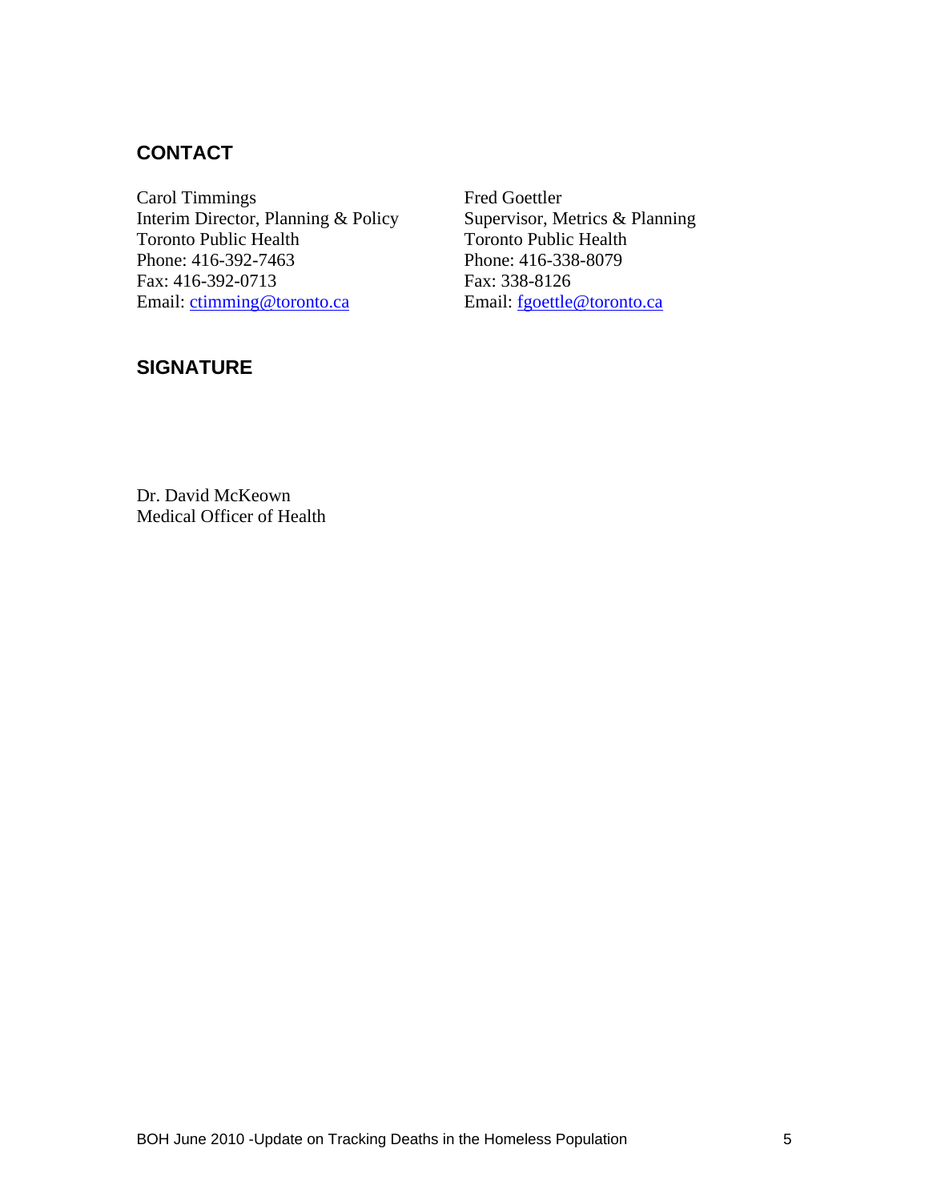## CONTACT

Carol Timmings
Interim Director, Planning & Policy
Toronto Public Health
Phone: 416-392-7463
Fax: 416-392-0713
Email: ctimming@toronto.ca

Fred Goettler
Supervisor, Metrics & Planning
Toronto Public Health
Phone: 416-338-8079
Fax: 338-8126
Email: fgoettle@toronto.ca

## SIGNATURE

Dr. David McKeown
Medical Officer of Health